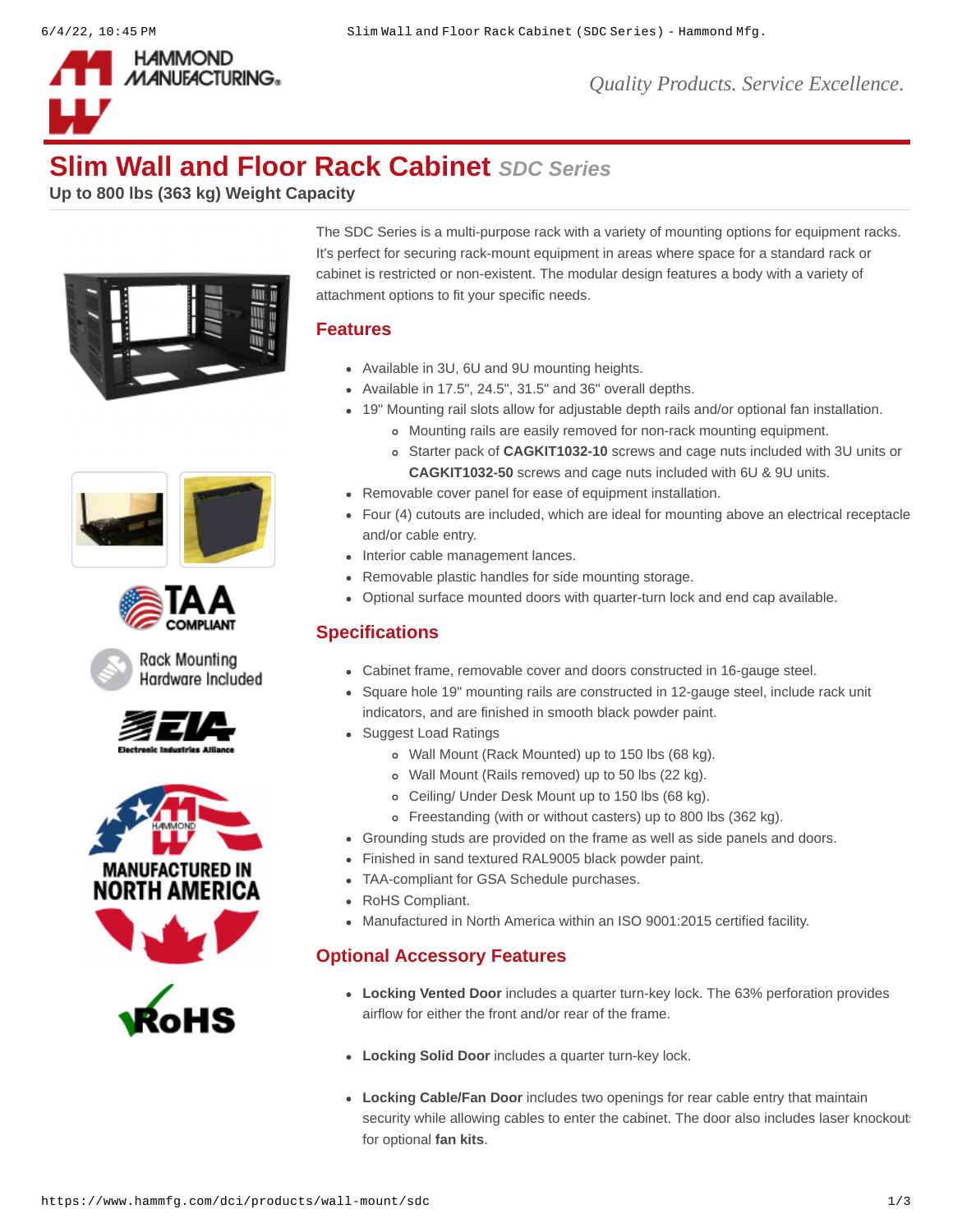# Slim Wall and Floor Rack Cabinet *SDC Series*

**Up to 800 lbs (363 kg) Weight Capacity**

The SDC Series is a multi-purpose rack with a variety of mounting options for equipment racks. It's perfect for securing rack-mount equipment in areas where space for a standard rack or cabinet is restricted or non-existent. The modular design features a body with a variety of attachment options to fit your specific needs.

## Features

- Available in 3U, 6U and 9U mounting heights.
- Available in 17.5", 24.5", 31.5" and 36" overall depths.
- 19" Mounting rail slots allow for adjustable depth rails and/or optional fan installation.
  - Mounting rails are easily removed for non-rack mounting equipment.
  - Starter pack of **CAGKIT1032-10** screws and cage nuts included with 3U units or **CAGKIT1032-50** screws and cage nuts included with 6U & 9U units.
- Removable cover panel for ease of equipment installation.
- Four (4) cutouts are included, which are ideal for mounting above an electrical receptacle and/or cable entry.
- Interior cable management lances.
- Removable plastic handles for side mounting storage.
- Optional surface mounted doors with quarter-turn lock and end cap available.

## Specifications

- Cabinet frame, removable cover and doors constructed in 16-gauge steel.
- Square hole 19" mounting rails are constructed in 12-gauge steel, include rack unit indicators, and are finished in smooth black powder paint.
- Suggest Load Ratings
  - Wall Mount (Rack Mounted) up to 150 lbs (68 kg).
  - Wall Mount (Rails removed) up to 50 lbs (22 kg).
  - Ceiling/ Under Desk Mount up to 150 lbs (68 kg).
  - Freestanding (with or without casters) up to 800 lbs (362 kg).
- Grounding studs are provided on the frame as well as side panels and doors.
- Finished in sand textured RAL9005 black powder paint.
- TAA-compliant for GSA Schedule purchases.
- RoHS Compliant.
- Manufactured in North America within an ISO 9001:2015 certified facility.

## Optional Accessory Features

- **Locking Vented Door** includes a quarter turn-key lock. The 63% perforation provides airflow for either the front and/or rear of the frame.
- **Locking Solid Door** includes a quarter turn-key lock.
- **Locking Cable/Fan Door** includes two openings for rear cable entry that maintain security while allowing cables to enter the cabinet. The door also includes laser knockouts for optional **fan kits**.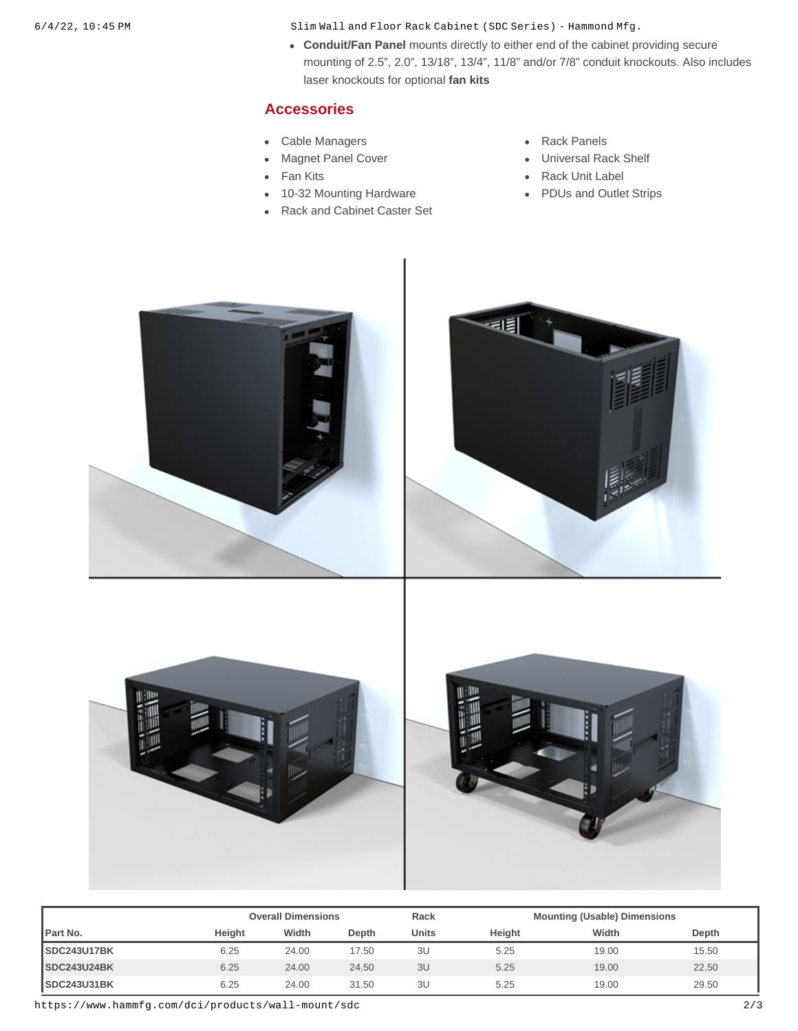- **Conduit/Fan Panel** mounts directly to either end of the cabinet providing secure mounting of 2.5", 2.0", 13/18", 13/4", 11/8" and/or 7/8" conduit knockouts. Also includes laser knockouts for optional **fan kits**

## Accessories

- Cable Managers
- Magnet Panel Cover
- Fan Kits
- 10-32 Mounting Hardware
- Rack and Cabinet Caster Set
- Rack Panels
- Universal Rack Shelf
- Rack Unit Label
- PDUs and Outlet Strips

| | Overall Dimensions | | | Rack | Mounting (Usable) Dimensions | | |
|---|---|---|---|---|---|---|---|
| Part No. | Height | Width | Depth | Units | Height | Width | Depth |
| SDC243U17BK | 6.25 | 24.00 | 17.50 | 3U | 5.25 | 19.00 | 15.50 |
| SDC243U24BK | 6.25 | 24.00 | 24.50 | 3U | 5.25 | 19.00 | 22.50 |
| SDC243U31BK | 6.25 | 24.00 | 31.50 | 3U | 5.25 | 19.00 | 29.50 |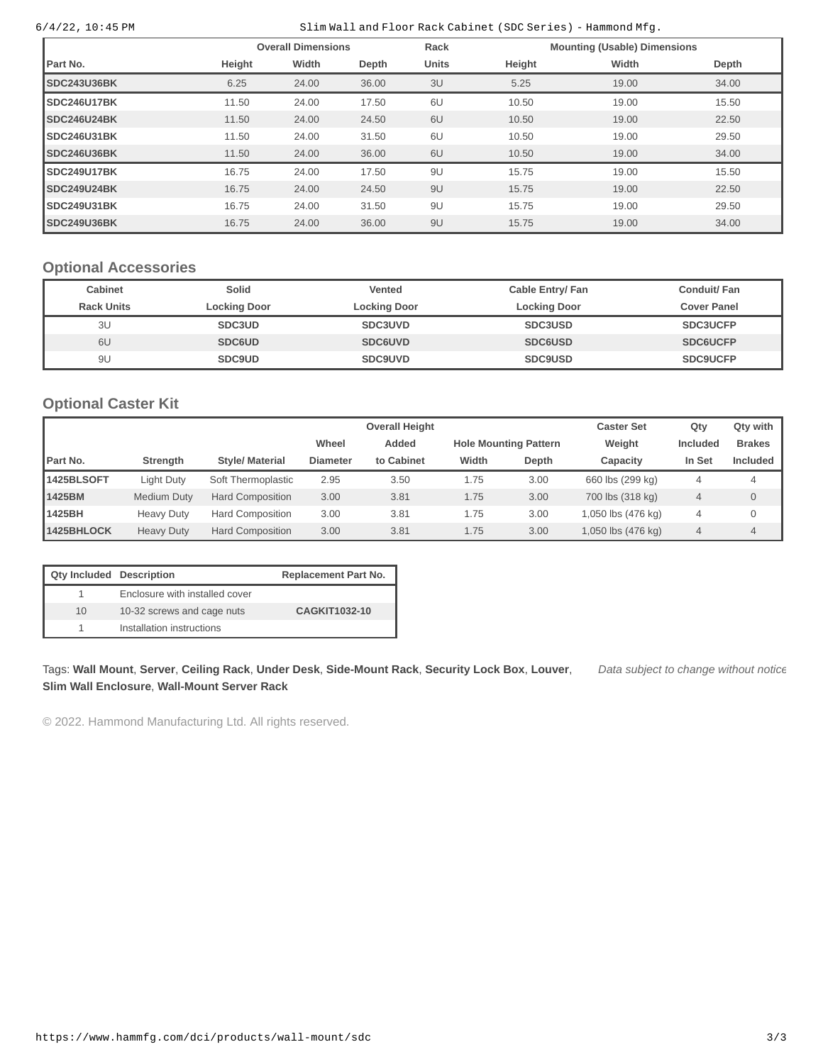| | Overall Dimensions | | | Rack | Mounting (Usable) Dimensions | | |
|---|---|---|---|---|---|---|---|
| Part No. | Height | Width | Depth | Units | Height | Width | Depth |
| SDC243U36BK | 6.25 | 24.00 | 36.00 | 3U | 5.25 | 19.00 | 34.00 |
| SDC246U17BK | 11.50 | 24.00 | 17.50 | 6U | 10.50 | 19.00 | 15.50 |
| SDC246U24BK | 11.50 | 24.00 | 24.50 | 6U | 10.50 | 19.00 | 22.50 |
| SDC246U31BK | 11.50 | 24.00 | 31.50 | 6U | 10.50 | 19.00 | 29.50 |
| SDC246U36BK | 11.50 | 24.00 | 36.00 | 6U | 10.50 | 19.00 | 34.00 |
| SDC249U17BK | 16.75 | 24.00 | 17.50 | 9U | 15.75 | 19.00 | 15.50 |
| SDC249U24BK | 16.75 | 24.00 | 24.50 | 9U | 15.75 | 19.00 | 22.50 |
| SDC249U31BK | 16.75 | 24.00 | 31.50 | 9U | 15.75 | 19.00 | 29.50 |
| SDC249U36BK | 16.75 | 24.00 | 36.00 | 9U | 15.75 | 19.00 | 34.00 |

## Optional Accessories

| Cabinet Rack Units | Solid Locking Door | Vented Locking Door | Cable Entry/ Fan Locking Door | Conduit/ Fan Cover Panel |
|---|---|---|---|---|
| 3U | SDC3UD | SDC3UVD | SDC3USD | SDC3UCFP |
| 6U | SDC6UD | SDC6UVD | SDC6USD | SDC6UCFP |
| 9U | SDC9UD | SDC9UVD | SDC9USD | SDC9UCFP |

## Optional Caster Kit

| Part No. | Strength | Style/ Material | Wheel Diameter | Overall Height Added to Cabinet | Hole Mounting Pattern Width | Hole Mounting Pattern Depth | Caster Set Weight Capacity | Qty Included In Set | Qty with Brakes Included |
|---|---|---|---|---|---|---|---|---|---|
| 1425BLSOFT | Light Duty | Soft Thermoplastic | 2.95 | 3.50 | 1.75 | 3.00 | 660 lbs (299 kg) | 4 | 4 |
| 1425BM | Medium Duty | Hard Composition | 3.00 | 3.81 | 1.75 | 3.00 | 700 lbs (318 kg) | 4 | 0 |
| 1425BH | Heavy Duty | Hard Composition | 3.00 | 3.81 | 1.75 | 3.00 | 1,050 lbs (476 kg) | 4 | 0 |
| 1425BHLOCK | Heavy Duty | Hard Composition | 3.00 | 3.81 | 1.75 | 3.00 | 1,050 lbs (476 kg) | 4 | 4 |

| Qty Included | Description | Replacement Part No. |
|---|---|---|
| 1 | Enclosure with installed cover | |
| 10 | 10-32 screws and cage nuts | CAGKIT1032-10 |
| 1 | Installation instructions | |

Tags: **Wall Mount**, **Server**, **Ceiling Rack**, **Under Desk**, **Side-Mount Rack**, **Security Lock Box**, **Louver**, **Slim Wall Enclosure**, **Wall-Mount Server Rack**

*Data subject to change without notice*

© 2022. Hammond Manufacturing Ltd. All rights reserved.